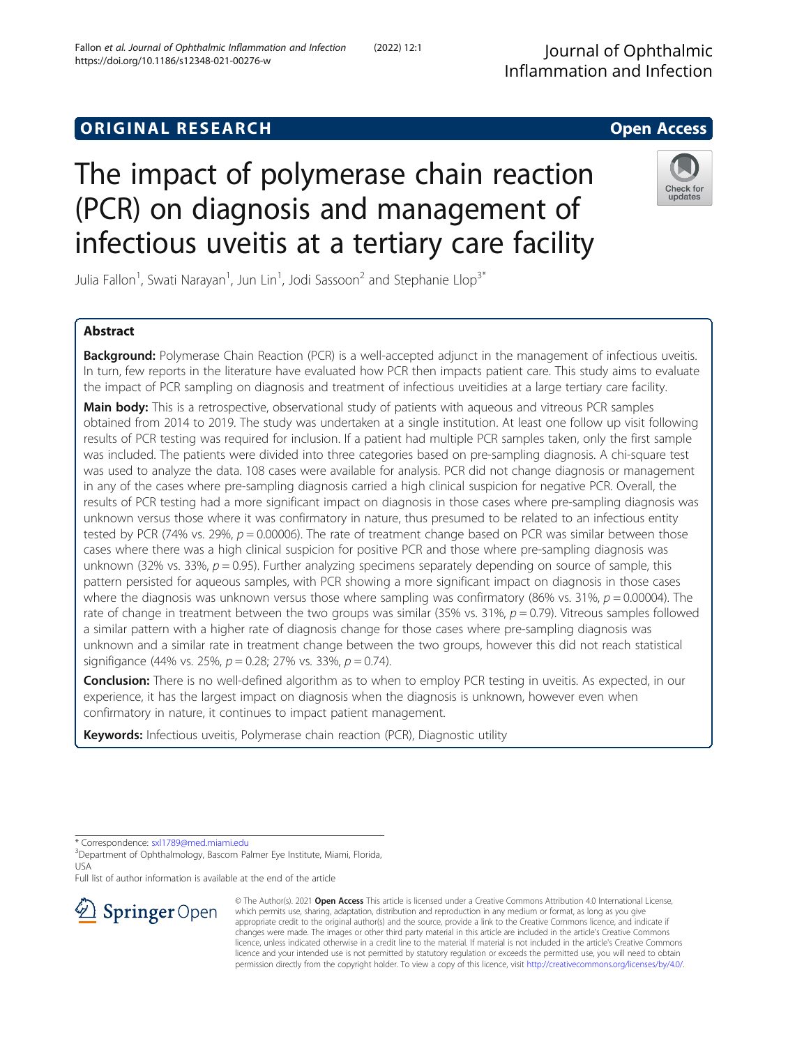ORIGINAL RESEARCH

Open Access

# The impact of polymerase chain reaction (PCR) on diagnosis and management of infectious uveitis at a tertiary care facility

Julia Fallon[1], Swati Narayan[1], Jun Lin[1], Jodi Sassoon[2] and Stephanie Llop[3*]

## Abstract

**Background:** Polymerase Chain Reaction (PCR) is a well-accepted adjunct in the management of infectious uveitis. In turn, few reports in the literature have evaluated how PCR then impacts patient care. This study aims to evaluate the impact of PCR sampling on diagnosis and treatment of infectious uveitidies at a large tertiary care facility.

**Main body:** This is a retrospective, observational study of patients with aqueous and vitreous PCR samples obtained from 2014 to 2019. The study was undertaken at a single institution. At least one follow up visit following results of PCR testing was required for inclusion. If a patient had multiple PCR samples taken, only the first sample was included. The patients were divided into three categories based on pre-sampling diagnosis. A chi-square test was used to analyze the data. 108 cases were available for analysis. PCR did not change diagnosis or management in any of the cases where pre-sampling diagnosis carried a high clinical suspicion for negative PCR. Overall, the results of PCR testing had a more significant impact on diagnosis in those cases where pre-sampling diagnosis was unknown versus those where it was confirmatory in nature, thus presumed to be related to an infectious entity tested by PCR (74% vs. 29%, $p = 0.00006$). The rate of treatment change based on PCR was similar between those cases where there was a high clinical suspicion for positive PCR and those where pre-sampling diagnosis was unknown (32% vs. 33%, $p = 0.95$). Further analyzing specimens separately depending on source of sample, this pattern persisted for aqueous samples, with PCR showing a more significant impact on diagnosis in those cases where the diagnosis was unknown versus those where sampling was confirmatory (86% vs. 31%, $p = 0.00004$). The rate of change in treatment between the two groups was similar (35% vs. 31%, $p = 0.79$). Vitreous samples followed a similar pattern with a higher rate of diagnosis change for those cases where pre-sampling diagnosis was unknown and a similar rate in treatment change between the two groups, however this did not reach statistical signifigance (44% vs. 25%, $p = 0.28$; 27% vs. 33%, $p = 0.74$).

**Conclusion:** There is no well-defined algorithm as to when to employ PCR testing in uveitis. As expected, in our experience, it has the largest impact on diagnosis when the diagnosis is unknown, however even when confirmatory in nature, it continues to impact patient management.

**Keywords:** Infectious uveitis, Polymerase chain reaction (PCR), Diagnostic utility

* Correspondence: sxl1789@med.miami.edu
[3]Department of Ophthalmology, Bascom Palmer Eye Institute, Miami, Florida, USA
Full list of author information is available at the end of the article

© The Author(s). 2021 **Open Access** This article is licensed under a Creative Commons Attribution 4.0 International License, which permits use, sharing, adaptation, distribution and reproduction in any medium or format, as long as you give appropriate credit to the original author(s) and the source, provide a link to the Creative Commons licence, and indicate if changes were made. The images or other third party material in this article are included in the article's Creative Commons licence, unless indicated otherwise in a credit line to the material. If material is not included in the article's Creative Commons licence and your intended use is not permitted by statutory regulation or exceeds the permitted use, you will need to obtain permission directly from the copyright holder. To view a copy of this licence, visit http://creativecommons.org/licenses/by/4.0/.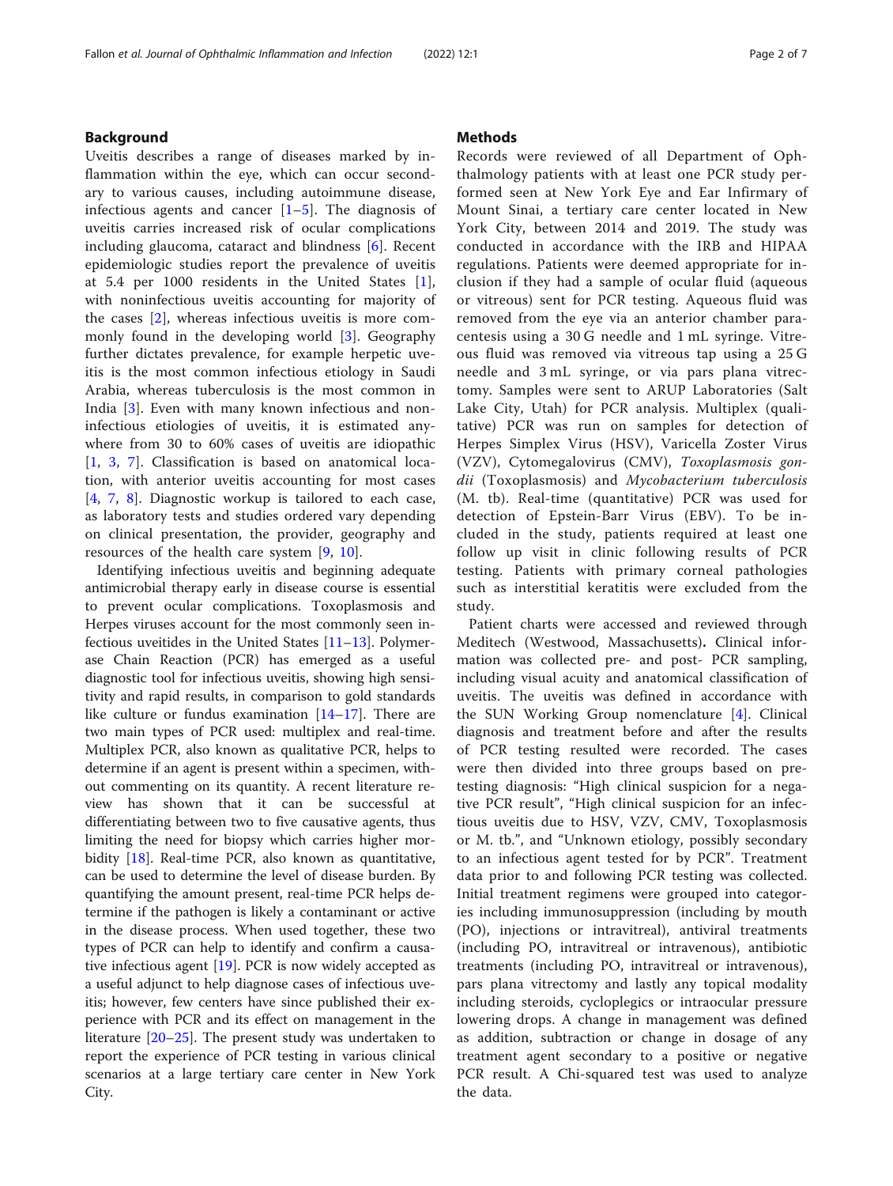## Background

Uveitis describes a range of diseases marked by inflammation within the eye, which can occur secondary to various causes, including autoimmune disease, infectious agents and cancer [1–5]. The diagnosis of uveitis carries increased risk of ocular complications including glaucoma, cataract and blindness [6]. Recent epidemiologic studies report the prevalence of uveitis at 5.4 per 1000 residents in the United States [1], with noninfectious uveitis accounting for majority of the cases [2], whereas infectious uveitis is more commonly found in the developing world [3]. Geography further dictates prevalence, for example herpetic uveitis is the most common infectious etiology in Saudi Arabia, whereas tuberculosis is the most common in India [3]. Even with many known infectious and noninfectious etiologies of uveitis, it is estimated anywhere from 30 to 60% cases of uveitis are idiopathic [1, 3, 7]. Classification is based on anatomical location, with anterior uveitis accounting for most cases [4, 7, 8]. Diagnostic workup is tailored to each case, as laboratory tests and studies ordered vary depending on clinical presentation, the provider, geography and resources of the health care system [9, 10].

Identifying infectious uveitis and beginning adequate antimicrobial therapy early in disease course is essential to prevent ocular complications. Toxoplasmosis and Herpes viruses account for the most commonly seen infectious uveitides in the United States [11–13]. Polymerase Chain Reaction (PCR) has emerged as a useful diagnostic tool for infectious uveitis, showing high sensitivity and rapid results, in comparison to gold standards like culture or fundus examination [14–17]. There are two main types of PCR used: multiplex and real-time. Multiplex PCR, also known as qualitative PCR, helps to determine if an agent is present within a specimen, without commenting on its quantity. A recent literature review has shown that it can be successful at differentiating between two to five causative agents, thus limiting the need for biopsy which carries higher morbidity [18]. Real-time PCR, also known as quantitative, can be used to determine the level of disease burden. By quantifying the amount present, real-time PCR helps determine if the pathogen is likely a contaminant or active in the disease process. When used together, these two types of PCR can help to identify and confirm a causative infectious agent [19]. PCR is now widely accepted as a useful adjunct to help diagnose cases of infectious uveitis; however, few centers have since published their experience with PCR and its effect on management in the literature [20–25]. The present study was undertaken to report the experience of PCR testing in various clinical scenarios at a large tertiary care center in New York City.

## Methods

Records were reviewed of all Department of Ophthalmology patients with at least one PCR study performed seen at New York Eye and Ear Infirmary of Mount Sinai, a tertiary care center located in New York City, between 2014 and 2019. The study was conducted in accordance with the IRB and HIPAA regulations. Patients were deemed appropriate for inclusion if they had a sample of ocular fluid (aqueous or vitreous) sent for PCR testing. Aqueous fluid was removed from the eye via an anterior chamber paracentesis using a 30 G needle and 1 mL syringe. Vitreous fluid was removed via vitreous tap using a 25 G needle and 3 mL syringe, or via pars plana vitrectomy. Samples were sent to ARUP Laboratories (Salt Lake City, Utah) for PCR analysis. Multiplex (qualitative) PCR was run on samples for detection of Herpes Simplex Virus (HSV), Varicella Zoster Virus (VZV), Cytomegalovirus (CMV), *Toxoplasmosis gondii* (Toxoplasmosis) and *Mycobacterium tuberculosis* (M. tb). Real-time (quantitative) PCR was used for detection of Epstein-Barr Virus (EBV). To be included in the study, patients required at least one follow up visit in clinic following results of PCR testing. Patients with primary corneal pathologies such as interstitial keratitis were excluded from the study.

Patient charts were accessed and reviewed through Meditech (Westwood, Massachusetts). Clinical information was collected pre- and post- PCR sampling, including visual acuity and anatomical classification of uveitis. The uveitis was defined in accordance with the SUN Working Group nomenclature [4]. Clinical diagnosis and treatment before and after the results of PCR testing resulted were recorded. The cases were then divided into three groups based on pretesting diagnosis: "High clinical suspicion for a negative PCR result", "High clinical suspicion for an infectious uveitis due to HSV, VZV, CMV, Toxoplasmosis or M. tb.", and "Unknown etiology, possibly secondary to an infectious agent tested for by PCR". Treatment data prior to and following PCR testing was collected. Initial treatment regimens were grouped into categories including immunosuppression (including by mouth (PO), injections or intravitreal), antiviral treatments (including PO, intravitreal or intravenous), antibiotic treatments (including PO, intravitreal or intravenous), pars plana vitrectomy and lastly any topical modality including steroids, cycloplegics or intraocular pressure lowering drops. A change in management was defined as addition, subtraction or change in dosage of any treatment agent secondary to a positive or negative PCR result. A Chi-squared test was used to analyze the data.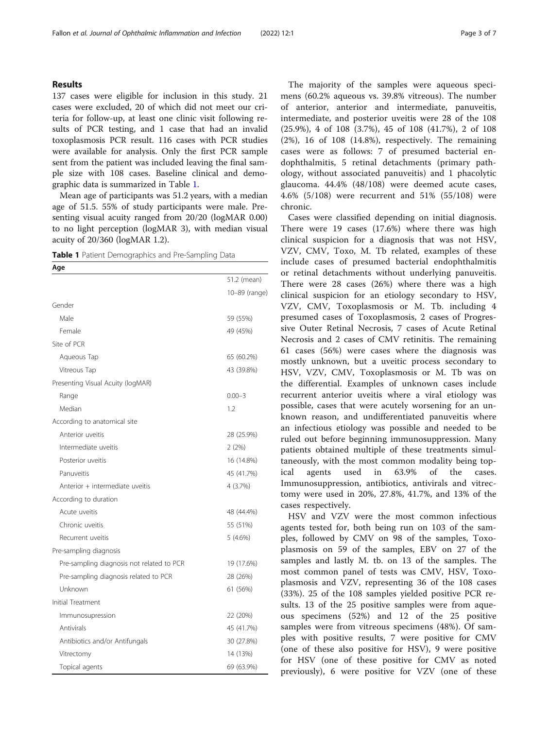## Results

137 cases were eligible for inclusion in this study. 21 cases were excluded, 20 of which did not meet our criteria for follow-up, at least one clinic visit following results of PCR testing, and 1 case that had an invalid toxoplasmosis PCR result. 116 cases with PCR studies were available for analysis. Only the first PCR sample sent from the patient was included leaving the final sample size with 108 cases. Baseline clinical and demographic data is summarized in Table 1.

Mean age of participants was 51.2 years, with a median age of 51.5. 55% of study participants were male. Presenting visual acuity ranged from 20/20 (logMAR 0.00) to no light perception (logMAR 3), with median visual acuity of 20/360 (logMAR 1.2).

**Table 1** Patient Demographics and Pre-Sampling Data

| Age | |
|---|---|
| | 51.2 (mean) |
| | 10–89 (range) |
| Gender | |
| Male | 59 (55%) |
| Female | 49 (45%) |
| Site of PCR | |
| Aqueous Tap | 65 (60.2%) |
| Vitreous Tap | 43 (39.8%) |
| Presenting Visual Acuity (logMAR) | |
| Range | 0.00–3 |
| Median | 1.2 |
| According to anatomical site | |
| Anterior uveitis | 28 (25.9%) |
| Intermediate uveitis | 2 (2%) |
| Posterior uveitis | 16 (14.8%) |
| Panuveitis | 45 (41.7%) |
| Anterior + intermediate uveitis | 4 (3.7%) |
| According to duration | |
| Acute uveitis | 48 (44.4%) |
| Chronic uveitis | 55 (51%) |
| Recurrent uveitis | 5 (4.6%) |
| Pre-sampling diagnosis | |
| Pre-sampling diagnosis not related to PCR | 19 (17.6%) |
| Pre-sampling diagnosis related to PCR | 28 (26%) |
| Unknown | 61 (56%) |
| Initial Treatment | |
| Immunosupression | 22 (20%) |
| Antivirals | 45 (41.7%) |
| Antibiotics and/or Antifungals | 30 (27.8%) |
| Vitrectomy | 14 (13%) |
| Topical agents | 69 (63.9%) |

The majority of the samples were aqueous specimens (60.2% aqueous vs. 39.8% vitreous). The number of anterior, anterior and intermediate, panuveitis, intermediate, and posterior uveitis were 28 of the 108 (25.9%), 4 of 108 (3.7%), 45 of 108 (41.7%), 2 of 108 (2%), 16 of 108 (14.8%), respectively. The remaining cases were as follows: 7 of presumed bacterial endophthalmitis, 5 retinal detachments (primary pathology, without associated panuveitis) and 1 phacolytic glaucoma. 44.4% (48/108) were deemed acute cases, 4.6% (5/108) were recurrent and 51% (55/108) were chronic.

Cases were classified depending on initial diagnosis. There were 19 cases (17.6%) where there was high clinical suspicion for a diagnosis that was not HSV, VZV, CMV, Toxo, M. Tb related, examples of these include cases of presumed bacterial endophthalmitis or retinal detachments without underlying panuveitis. There were 28 cases (26%) where there was a high clinical suspicion for an etiology secondary to HSV, VZV, CMV, Toxoplasmosis or M. Tb. including 4 presumed cases of Toxoplasmosis, 2 cases of Progressive Outer Retinal Necrosis, 7 cases of Acute Retinal Necrosis and 2 cases of CMV retinitis. The remaining 61 cases (56%) were cases where the diagnosis was mostly unknown, but a uveitic process secondary to HSV, VZV, CMV, Toxoplasmosis or M. Tb was on the differential. Examples of unknown cases include recurrent anterior uveitis where a viral etiology was possible, cases that were acutely worsening for an unknown reason, and undifferentiated panuveitis where an infectious etiology was possible and needed to be ruled out before beginning immunosuppression. Many patients obtained multiple of these treatments simultaneously, with the most common modality being topical agents used in 63.9% of the cases. Immunosuppression, antibiotics, antivirals and vitrectomy were used in 20%, 27.8%, 41.7%, and 13% of the cases respectively.

HSV and VZV were the most common infectious agents tested for, both being run on 103 of the samples, followed by CMV on 98 of the samples, Toxoplasmosis on 59 of the samples, EBV on 27 of the samples and lastly M. tb. on 13 of the samples. The most common panel of tests was CMV, HSV, Toxoplasmosis and VZV, representing 36 of the 108 cases (33%). 25 of the 108 samples yielded positive PCR results. 13 of the 25 positive samples were from aqueous specimens (52%) and 12 of the 25 positive samples were from vitreous specimens (48%). Of samples with positive results, 7 were positive for CMV (one of these also positive for HSV), 9 were positive for HSV (one of these positive for CMV as noted previously), 6 were positive for VZV (one of these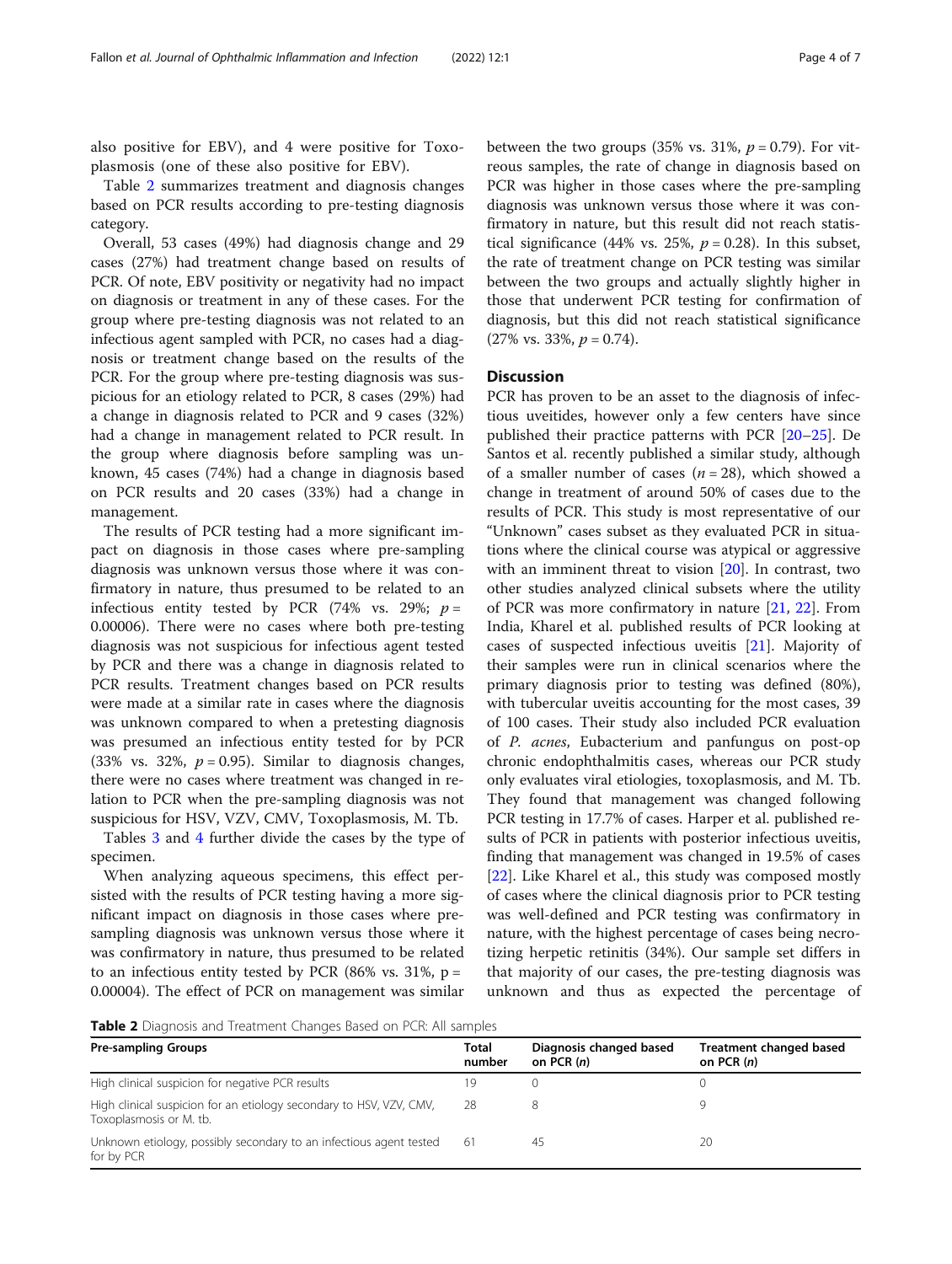also positive for EBV), and 4 were positive for Toxoplasmosis (one of these also positive for EBV).

Table 2 summarizes treatment and diagnosis changes based on PCR results according to pre-testing diagnosis category.

Overall, 53 cases (49%) had diagnosis change and 29 cases (27%) had treatment change based on results of PCR. Of note, EBV positivity or negativity had no impact on diagnosis or treatment in any of these cases. For the group where pre-testing diagnosis was not related to an infectious agent sampled with PCR, no cases had a diagnosis or treatment change based on the results of the PCR. For the group where pre-testing diagnosis was suspicious for an etiology related to PCR, 8 cases (29%) had a change in diagnosis related to PCR and 9 cases (32%) had a change in management related to PCR result. In the group where diagnosis before sampling was unknown, 45 cases (74%) had a change in diagnosis based on PCR results and 20 cases (33%) had a change in management.

The results of PCR testing had a more significant impact on diagnosis in those cases where pre-sampling diagnosis was unknown versus those where it was confirmatory in nature, thus presumed to be related to an infectious entity tested by PCR (74% vs. 29%; $p = 0.00006$). There were no cases where both pre-testing diagnosis was not suspicious for infectious agent tested by PCR and there was a change in diagnosis related to PCR results. Treatment changes based on PCR results were made at a similar rate in cases where the diagnosis was unknown compared to when a pretesting diagnosis was presumed an infectious entity tested for by PCR (33% vs. 32%, $p = 0.95$). Similar to diagnosis changes, there were no cases where treatment was changed in relation to PCR when the pre-sampling diagnosis was not suspicious for HSV, VZV, CMV, Toxoplasmosis, M. Tb.

Tables 3 and 4 further divide the cases by the type of specimen.

When analyzing aqueous specimens, this effect persisted with the results of PCR testing having a more significant impact on diagnosis in those cases where pre-sampling diagnosis was unknown versus those where it was confirmatory in nature, thus presumed to be related to an infectious entity tested by PCR (86% vs. 31%, $p = 0.00004$). The effect of PCR on management was similar between the two groups (35% vs. 31%, $p = 0.79$). For vitreous samples, the rate of change in diagnosis based on PCR was higher in those cases where the pre-sampling diagnosis was unknown versus those where it was confirmatory in nature, but this result did not reach statistical significance (44% vs. 25%, $p = 0.28$). In this subset, the rate of treatment change on PCR testing was similar between the two groups and actually slightly higher in those that underwent PCR testing for confirmation of diagnosis, but this did not reach statistical significance (27% vs. 33%, $p = 0.74$).

## Discussion

PCR has proven to be an asset to the diagnosis of infectious uveitides, however only a few centers have since published their practice patterns with PCR [20–25]. De Santos et al. recently published a similar study, although of a smaller number of cases ($n = 28$), which showed a change in treatment of around 50% of cases due to the results of PCR. This study is most representative of our "Unknown" cases subset as they evaluated PCR in situations where the clinical course was atypical or aggressive with an imminent threat to vision [20]. In contrast, two other studies analyzed clinical subsets where the utility of PCR was more confirmatory in nature [21, 22]. From India, Kharel et al. published results of PCR looking at cases of suspected infectious uveitis [21]. Majority of their samples were run in clinical scenarios where the primary diagnosis prior to testing was defined (80%), with tubercular uveitis accounting for the most cases, 39 of 100 cases. Their study also included PCR evaluation of *P. acnes*, Eubacterium and panfungus on post-op chronic endophthalmitis cases, whereas our PCR study only evaluates viral etiologies, toxoplasmosis, and M. Tb. They found that management was changed following PCR testing in 17.7% of cases. Harper et al. published results of PCR in patients with posterior infectious uveitis, finding that management was changed in 19.5% of cases [22]. Like Kharel et al., this study was composed mostly of cases where the clinical diagnosis prior to PCR testing was well-defined and PCR testing was confirmatory in nature, with the highest percentage of cases being necrotizing herpetic retinitis (34%). Our sample set differs in that majority of our cases, the pre-testing diagnosis was unknown and thus as expected the percentage of

**Table 2** Diagnosis and Treatment Changes Based on PCR: All samples

| Pre-sampling Groups | Total number | Diagnosis changed based on PCR (*n*) | Treatment changed based on PCR (*n*) |
|---|---|---|---|
| High clinical suspicion for negative PCR results | 19 | 0 | 0 |
| High clinical suspicion for an etiology secondary to HSV, VZV, CMV, Toxoplasmosis or M. tb. | 28 | 8 | 9 |
| Unknown etiology, possibly secondary to an infectious agent tested for by PCR | 61 | 45 | 20 |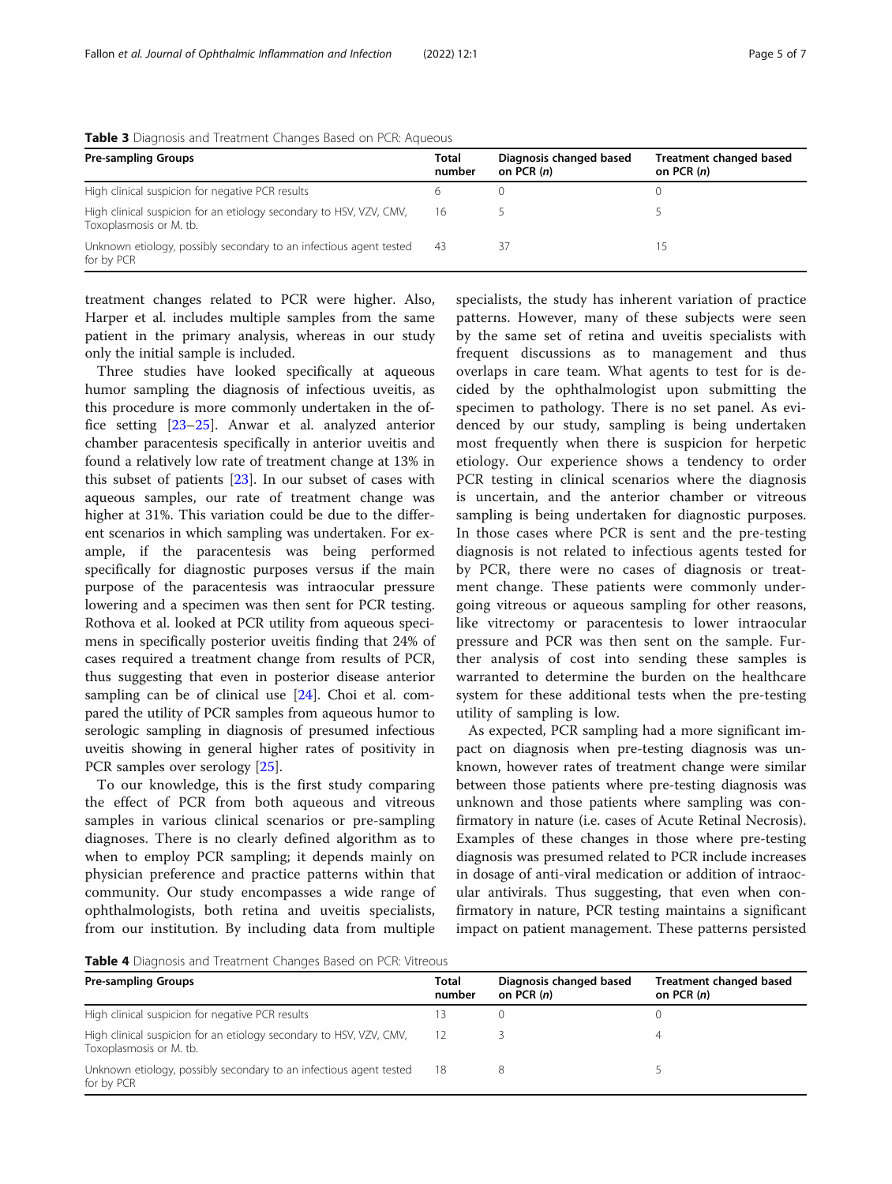**Table 3** Diagnosis and Treatment Changes Based on PCR: Aqueous

| Pre-sampling Groups | Total number | Diagnosis changed based on PCR (*n*) | Treatment changed based on PCR (*n*) |
|---|---|---|---|
| High clinical suspicion for negative PCR results | 6 | 0 | 0 |
| High clinical suspicion for an etiology secondary to HSV, VZV, CMV, Toxoplasmosis or M. tb. | 16 | 5 | 5 |
| Unknown etiology, possibly secondary to an infectious agent tested for by PCR | 43 | 37 | 15 |

treatment changes related to PCR were higher. Also, Harper et al. includes multiple samples from the same patient in the primary analysis, whereas in our study only the initial sample is included.

Three studies have looked specifically at aqueous humor sampling the diagnosis of infectious uveitis, as this procedure is more commonly undertaken in the office setting [23–25]. Anwar et al. analyzed anterior chamber paracentesis specifically in anterior uveitis and found a relatively low rate of treatment change at 13% in this subset of patients [23]. In our subset of cases with aqueous samples, our rate of treatment change was higher at 31%. This variation could be due to the different scenarios in which sampling was undertaken. For example, if the paracentesis was being performed specifically for diagnostic purposes versus if the main purpose of the paracentesis was intraocular pressure lowering and a specimen was then sent for PCR testing. Rothova et al. looked at PCR utility from aqueous specimens in specifically posterior uveitis finding that 24% of cases required a treatment change from results of PCR, thus suggesting that even in posterior disease anterior sampling can be of clinical use [24]. Choi et al. compared the utility of PCR samples from aqueous humor to serologic sampling in diagnosis of presumed infectious uveitis showing in general higher rates of positivity in PCR samples over serology [25].

To our knowledge, this is the first study comparing the effect of PCR from both aqueous and vitreous samples in various clinical scenarios or pre-sampling diagnoses. There is no clearly defined algorithm as to when to employ PCR sampling; it depends mainly on physician preference and practice patterns within that community. Our study encompasses a wide range of ophthalmologists, both retina and uveitis specialists, from our institution. By including data from multiple specialists, the study has inherent variation of practice patterns. However, many of these subjects were seen by the same set of retina and uveitis specialists with frequent discussions as to management and thus overlaps in care team. What agents to test for is decided by the ophthalmologist upon submitting the specimen to pathology. There is no set panel. As evidenced by our study, sampling is being undertaken most frequently when there is suspicion for herpetic etiology. Our experience shows a tendency to order PCR testing in clinical scenarios where the diagnosis is uncertain, and the anterior chamber or vitreous sampling is being undertaken for diagnostic purposes. In those cases where PCR is sent and the pre-testing diagnosis is not related to infectious agents tested for by PCR, there were no cases of diagnosis or treatment change. These patients were commonly undergoing vitreous or aqueous sampling for other reasons, like vitrectomy or paracentesis to lower intraocular pressure and PCR was then sent on the sample. Further analysis of cost into sending these samples is warranted to determine the burden on the healthcare system for these additional tests when the pre-testing utility of sampling is low.

As expected, PCR sampling had a more significant impact on diagnosis when pre-testing diagnosis was unknown, however rates of treatment change were similar between those patients where pre-testing diagnosis was unknown and those patients where sampling was confirmatory in nature (i.e. cases of Acute Retinal Necrosis). Examples of these changes in those where pre-testing diagnosis was presumed related to PCR include increases in dosage of anti-viral medication or addition of intraocular antivirals. Thus suggesting, that even when confirmatory in nature, PCR testing maintains a significant impact on patient management. These patterns persisted

**Table 4** Diagnosis and Treatment Changes Based on PCR: Vitreous

| Pre-sampling Groups | Total number | Diagnosis changed based on PCR (*n*) | Treatment changed based on PCR (*n*) |
|---|---|---|---|
| High clinical suspicion for negative PCR results | 13 | 0 | 0 |
| High clinical suspicion for an etiology secondary to HSV, VZV, CMV, Toxoplasmosis or M. tb. | 12 | 3 | 4 |
| Unknown etiology, possibly secondary to an infectious agent tested for by PCR | 18 | 8 | 5 |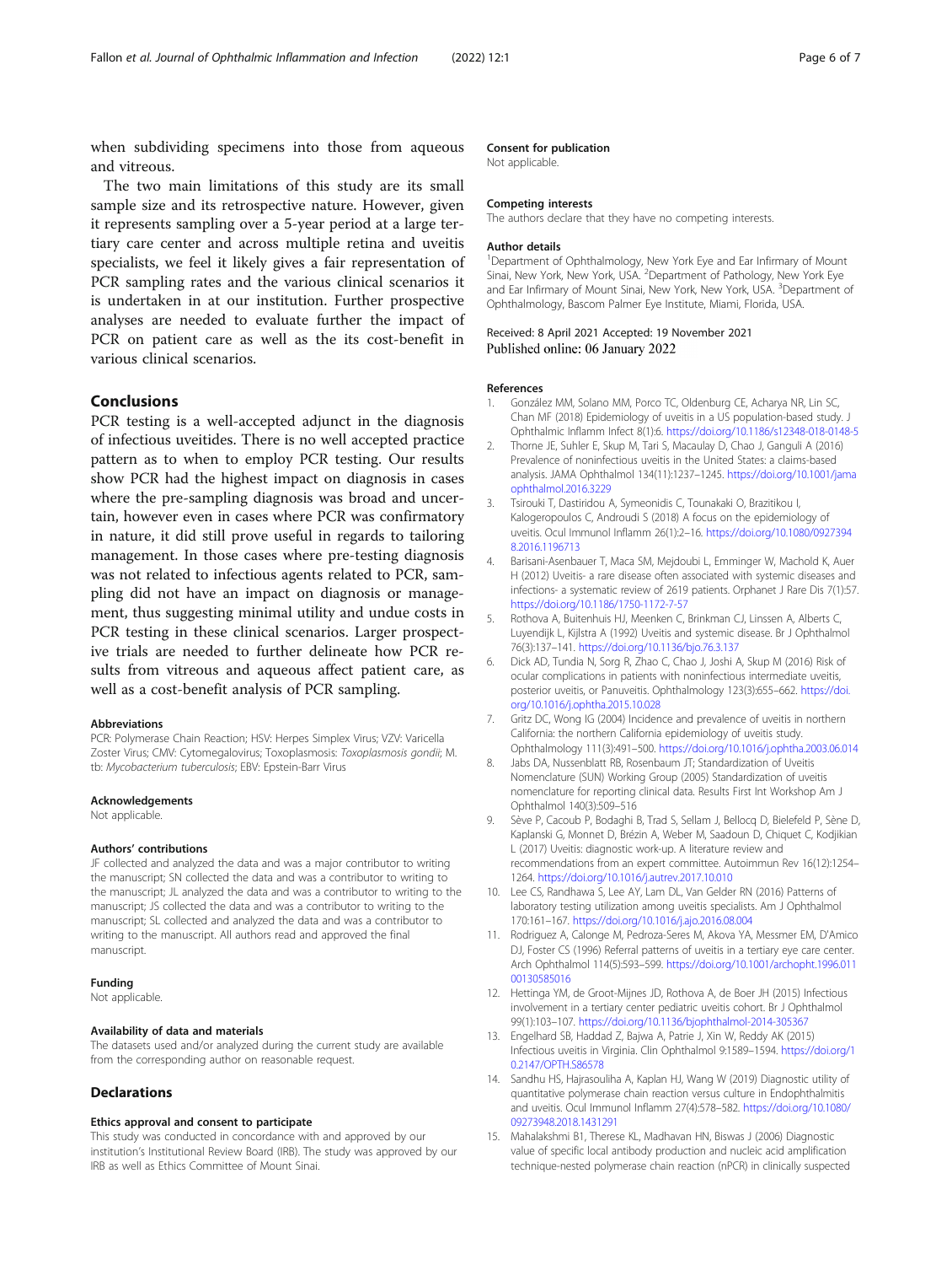when subdividing specimens into those from aqueous and vitreous.

The two main limitations of this study are its small sample size and its retrospective nature. However, given it represents sampling over a 5-year period at a large tertiary care center and across multiple retina and uveitis specialists, we feel it likely gives a fair representation of PCR sampling rates and the various clinical scenarios it is undertaken in at our institution. Further prospective analyses are needed to evaluate further the impact of PCR on patient care as well as the its cost-benefit in various clinical scenarios.

## Conclusions

PCR testing is a well-accepted adjunct in the diagnosis of infectious uveitides. There is no well accepted practice pattern as to when to employ PCR testing. Our results show PCR had the highest impact on diagnosis in cases where the pre-sampling diagnosis was broad and uncertain, however even in cases where PCR was confirmatory in nature, it did still prove useful in regards to tailoring management. In those cases where pre-testing diagnosis was not related to infectious agents related to PCR, sampling did not have an impact on diagnosis or management, thus suggesting minimal utility and undue costs in PCR testing in these clinical scenarios. Larger prospective trials are needed to further delineate how PCR results from vitreous and aqueous affect patient care, as well as a cost-benefit analysis of PCR sampling.

### Abbreviations

PCR: Polymerase Chain Reaction; HSV: Herpes Simplex Virus; VZV: Varicella Zoster Virus; CMV: Cytomegalovirus; Toxoplasmosis: *Toxoplasmosis gondii*; M. tb: *Mycobacterium tuberculosis*; EBV: Epstein-Barr Virus

### Acknowledgements

Not applicable.

### Authors' contributions

JF collected and analyzed the data and was a major contributor to writing the manuscript; SN collected the data and was a contributor to writing to the manuscript; JL analyzed the data and was a contributor to writing to the manuscript; JS collected the data and was a contributor to writing to the manuscript; SL collected and analyzed the data and was a contributor to writing to the manuscript. All authors read and approved the final manuscript.

### Funding

Not applicable.

### Availability of data and materials

The datasets used and/or analyzed during the current study are available from the corresponding author on reasonable request.

## Declarations

### Ethics approval and consent to participate

This study was conducted in concordance with and approved by our institution's Institutional Review Board (IRB). The study was approved by our IRB as well as Ethics Committee of Mount Sinai.

### Consent for publication

Not applicable.

### Competing interests

The authors declare that they have no competing interests.

### Author details

[1]Department of Ophthalmology, New York Eye and Ear Infirmary of Mount Sinai, New York, New York, USA. [2]Department of Pathology, New York Eye and Ear Infirmary of Mount Sinai, New York, New York, USA. [3]Department of Ophthalmology, Bascom Palmer Eye Institute, Miami, Florida, USA.

Received: 8 April 2021 Accepted: 19 November 2021
Published online: 06 January 2022

### References

1. González MM, Solano MM, Porco TC, Oldenburg CE, Acharya NR, Lin SC, Chan MF (2018) Epidemiology of uveitis in a US population-based study. J Ophthalmic Inflamm Infect 8(1):6. https://doi.org/10.1186/s12348-018-0148-5
2. Thorne JE, Suhler E, Skup M, Tari S, Macaulay D, Chao J, Ganguli A (2016) Prevalence of noninfectious uveitis in the United States: a claims-based analysis. JAMA Ophthalmol 134(11):1237–1245. https://doi.org/10.1001/jamaophthalmol.2016.3229
3. Tsirouki T, Dastiridou A, Symeonidis C, Tounakaki O, Brazitikou I, Kalogeropoulos C, Androudi S (2018) A focus on the epidemiology of uveitis. Ocul Immunol Inflamm 26(1):2–16. https://doi.org/10.1080/09273948.2016.1196713
4. Barisani-Asenbauer T, Maca SM, Mejdoubi L, Emminger W, Machold K, Auer H (2012) Uveitis- a rare disease often associated with systemic diseases and infections- a systematic review of 2619 patients. Orphanet J Rare Dis 7(1):57. https://doi.org/10.1186/1750-1172-7-57
5. Rothova A, Buitenhuis HJ, Meenken C, Brinkman CJ, Linssen A, Alberts C, Luyendijk L, Kijlstra A (1992) Uveitis and systemic disease. Br J Ophthalmol 76(3):137–141. https://doi.org/10.1136/bjo.76.3.137
6. Dick AD, Tundia N, Sorg R, Zhao C, Chao J, Joshi A, Skup M (2016) Risk of ocular complications in patients with noninfectious intermediate uveitis, posterior uveitis, or Panuveitis. Ophthalmology 123(3):655–662. https://doi.org/10.1016/j.ophtha.2015.10.028
7. Gritz DC, Wong IG (2004) Incidence and prevalence of uveitis in northern California: the northern California epidemiology of uveitis study. Ophthalmology 111(3):491–500. https://doi.org/10.1016/j.ophtha.2003.06.014
8. Jabs DA, Nussenblatt RB, Rosenbaum JT; Standardization of Uveitis Nomenclature (SUN) Working Group (2005) Standardization of uveitis nomenclature for reporting clinical data. Results First Int Workshop Am J Ophthalmol 140(3):509–516
9. Sève P, Cacoub P, Bodaghi B, Trad S, Sellam J, Bellocq D, Bielefeld P, Sène D, Kaplanski G, Monnet D, Brézin A, Weber M, Saadoun D, Chiquet C, Kodjikian L (2017) Uveitis: diagnostic work-up. A literature review and recommendations from an expert committee. Autoimmun Rev 16(12):1254–1264. https://doi.org/10.1016/j.autrev.2017.10.010
10. Lee CS, Randhawa S, Lee AY, Lam DL, Van Gelder RN (2016) Patterns of laboratory testing utilization among uveitis specialists. Am J Ophthalmol 170:161–167. https://doi.org/10.1016/j.ajo.2016.08.004
11. Rodriguez A, Calonge M, Pedroza-Seres M, Akova YA, Messmer EM, D'Amico DJ, Foster CS (1996) Referral patterns of uveitis in a tertiary eye care center. Arch Ophthalmol 114(5):593–599. https://doi.org/10.1001/archopht.1996.01100130585016
12. Hettinga YM, de Groot-Mijnes JD, Rothova A, de Boer JH (2015) Infectious involvement in a tertiary center pediatric uveitis cohort. Br J Ophthalmol 99(1):103–107. https://doi.org/10.1136/bjophthalmol-2014-305367
13. Engelhard SB, Haddad Z, Bajwa A, Patrie J, Xin W, Reddy AK (2015) Infectious uveitis in Virginia. Clin Ophthalmol 9:1589–1594. https://doi.org/10.2147/OPTH.S86578
14. Sandhu HS, Hajrasouliha A, Kaplan HJ, Wang W (2019) Diagnostic utility of quantitative polymerase chain reaction versus culture in Endophthalmitis and uveitis. Ocul Immunol Inflamm 27(4):578–582. https://doi.org/10.1080/09273948.2018.1431291
15. Mahalakshmi B1, Therese KL, Madhavan HN, Biswas J (2006) Diagnostic value of specific local antibody production and nucleic acid amplification technique-nested polymerase chain reaction (nPCR) in clinically suspected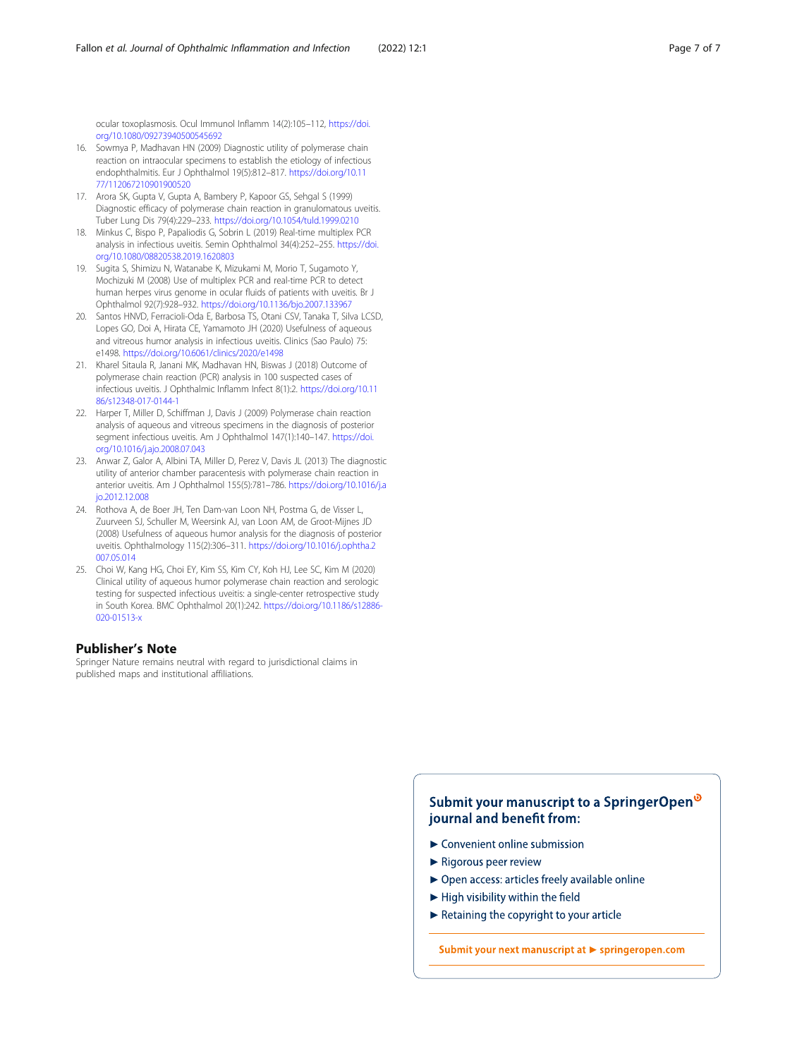ocular toxoplasmosis. Ocul Immunol Inflamm 14(2):105–112, https://doi.org/10.1080/09273940500545692

16. Sowmya P, Madhavan HN (2009) Diagnostic utility of polymerase chain reaction on intraocular specimens to establish the etiology of infectious endophthalmitis. Eur J Ophthalmol 19(5):812–817. https://doi.org/10.1177/112067210901900520
17. Arora SK, Gupta V, Gupta A, Bambery P, Kapoor GS, Sehgal S (1999) Diagnostic efficacy of polymerase chain reaction in granulomatous uveitis. Tuber Lung Dis 79(4):229–233. https://doi.org/10.1054/tuld.1999.0210
18. Minkus C, Bispo P, Papaliodis G, Sobrin L (2019) Real-time multiplex PCR analysis in infectious uveitis. Semin Ophthalmol 34(4):252–255. https://doi.org/10.1080/08820538.2019.1620803
19. Sugita S, Shimizu N, Watanabe K, Mizukami M, Morio T, Sugamoto Y, Mochizuki M (2008) Use of multiplex PCR and real-time PCR to detect human herpes virus genome in ocular fluids of patients with uveitis. Br J Ophthalmol 92(7):928–932. https://doi.org/10.1136/bjo.2007.133967
20. Santos HNVD, Ferracioli-Oda E, Barbosa TS, Otani CSV, Tanaka T, Silva LCSD, Lopes GO, Doi A, Hirata CE, Yamamoto JH (2020) Usefulness of aqueous and vitreous humor analysis in infectious uveitis. Clinics (Sao Paulo) 75: e1498. https://doi.org/10.6061/clinics/2020/e1498
21. Kharel Sitaula R, Janani MK, Madhavan HN, Biswas J (2018) Outcome of polymerase chain reaction (PCR) analysis in 100 suspected cases of infectious uveitis. J Ophthalmic Inflamm Infect 8(1):2. https://doi.org/10.1186/s12348-017-0144-1
22. Harper T, Miller D, Schiffman J, Davis J (2009) Polymerase chain reaction analysis of aqueous and vitreous specimens in the diagnosis of posterior segment infectious uveitis. Am J Ophthalmol 147(1):140–147. https://doi.org/10.1016/j.ajo.2008.07.043
23. Anwar Z, Galor A, Albini TA, Miller D, Perez V, Davis JL (2013) The diagnostic utility of anterior chamber paracentesis with polymerase chain reaction in anterior uveitis. Am J Ophthalmol 155(5):781–786. https://doi.org/10.1016/j.ajo.2012.12.008
24. Rothova A, de Boer JH, Ten Dam-van Loon NH, Postma G, de Visser L, Zuurveen SJ, Schuller M, Weersink AJ, van Loon AM, de Groot-Mijnes JD (2008) Usefulness of aqueous humor analysis for the diagnosis of posterior uveitis. Ophthalmology 115(2):306–311. https://doi.org/10.1016/j.ophtha.2007.05.014
25. Choi W, Kang HG, Choi EY, Kim SS, Kim CY, Koh HJ, Lee SC, Kim M (2020) Clinical utility of aqueous humor polymerase chain reaction and serologic testing for suspected infectious uveitis: a single-center retrospective study in South Korea. BMC Ophthalmol 20(1):242. https://doi.org/10.1186/s12886-020-01513-x

## Publisher's Note

Springer Nature remains neutral with regard to jurisdictional claims in published maps and institutional affiliations.

**Submit your manuscript to a SpringerOpen journal and benefit from:**

- ► Convenient online submission
- ► Rigorous peer review
- ► Open access: articles freely available online
- ► High visibility within the field
- ► Retaining the copyright to your article

**Submit your next manuscript at ► springeropen.com**